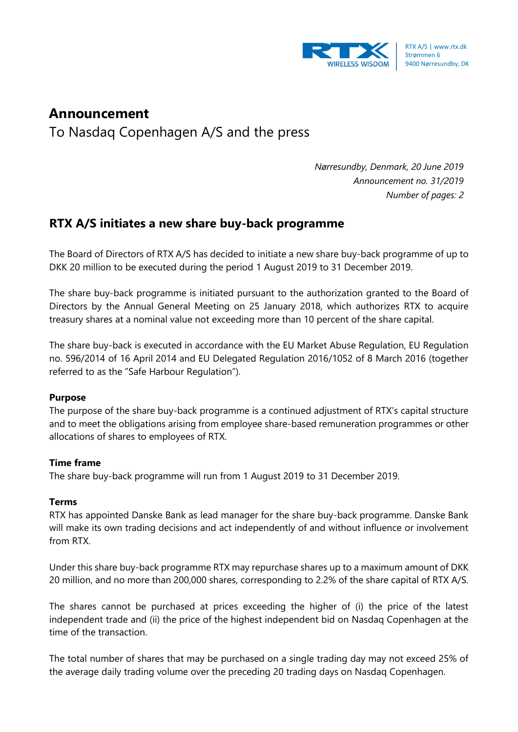RTX A/S | www.rtx.dk
Strømmen 6
9400 Nørresundby, DK

# Announcement

To Nasdaq Copenhagen A/S and the press

*Nørresundby, Denmark, 20 June 2019*
*Announcement no. 31/2019*
*Number of pages: 2*

## RTX A/S initiates a new share buy-back programme

The Board of Directors of RTX A/S has decided to initiate a new share buy-back programme of up to DKK 20 million to be executed during the period 1 August 2019 to 31 December 2019.

The share buy-back programme is initiated pursuant to the authorization granted to the Board of Directors by the Annual General Meeting on 25 January 2018, which authorizes RTX to acquire treasury shares at a nominal value not exceeding more than 10 percent of the share capital.

The share buy-back is executed in accordance with the EU Market Abuse Regulation, EU Regulation no. 596/2014 of 16 April 2014 and EU Delegated Regulation 2016/1052 of 8 March 2016 (together referred to as the "Safe Harbour Regulation").

**Purpose**
The purpose of the share buy-back programme is a continued adjustment of RTX's capital structure and to meet the obligations arising from employee share-based remuneration programmes or other allocations of shares to employees of RTX.

**Time frame**
The share buy-back programme will run from 1 August 2019 to 31 December 2019.

**Terms**
RTX has appointed Danske Bank as lead manager for the share buy-back programme. Danske Bank will make its own trading decisions and act independently of and without influence or involvement from RTX.

Under this share buy-back programme RTX may repurchase shares up to a maximum amount of DKK 20 million, and no more than 200,000 shares, corresponding to 2.2% of the share capital of RTX A/S.

The shares cannot be purchased at prices exceeding the higher of (i) the price of the latest independent trade and (ii) the price of the highest independent bid on Nasdaq Copenhagen at the time of the transaction.

The total number of shares that may be purchased on a single trading day may not exceed 25% of the average daily trading volume over the preceding 20 trading days on Nasdaq Copenhagen.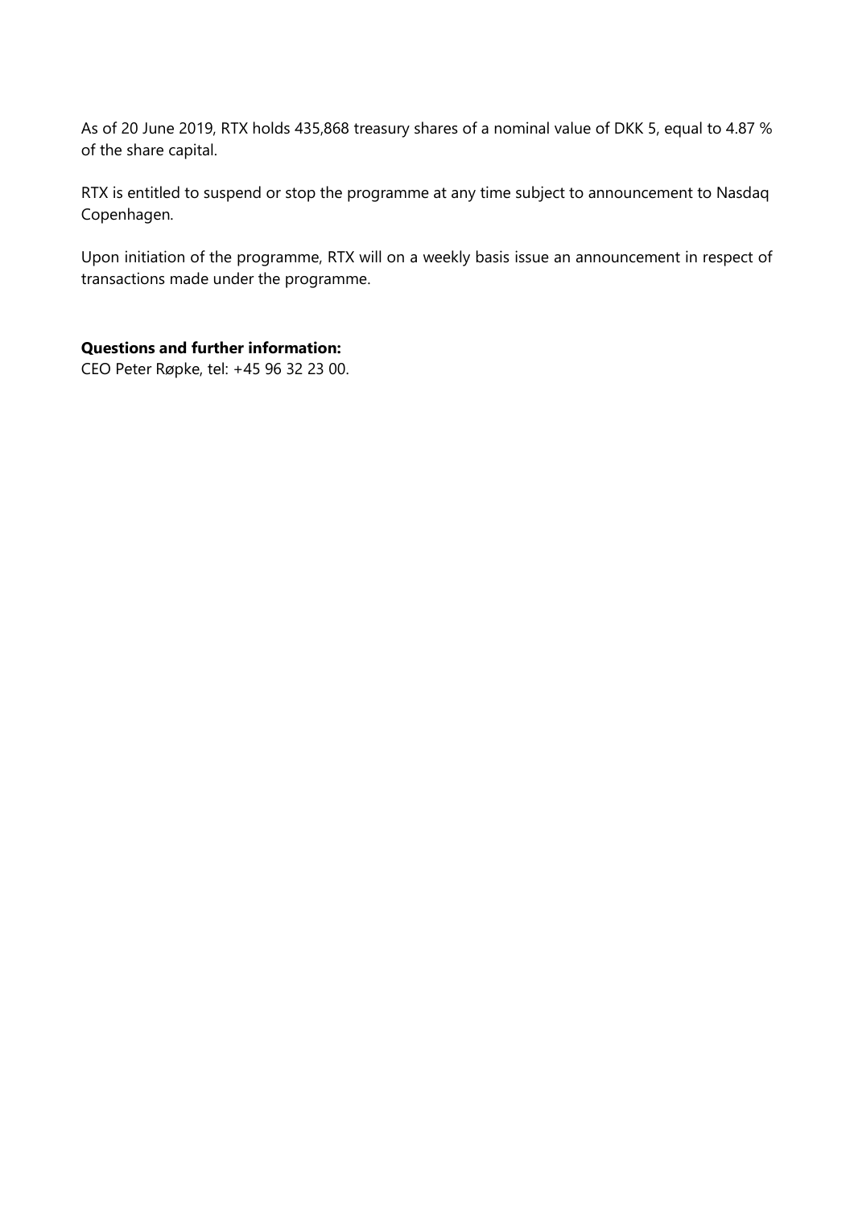As of 20 June 2019, RTX holds 435,868 treasury shares of a nominal value of DKK 5, equal to 4.87 % of the share capital.

RTX is entitled to suspend or stop the programme at any time subject to announcement to Nasdaq Copenhagen.

Upon initiation of the programme, RTX will on a weekly basis issue an announcement in respect of transactions made under the programme.

**Questions and further information:**
CEO Peter Røpke, tel: +45 96 32 23 00.